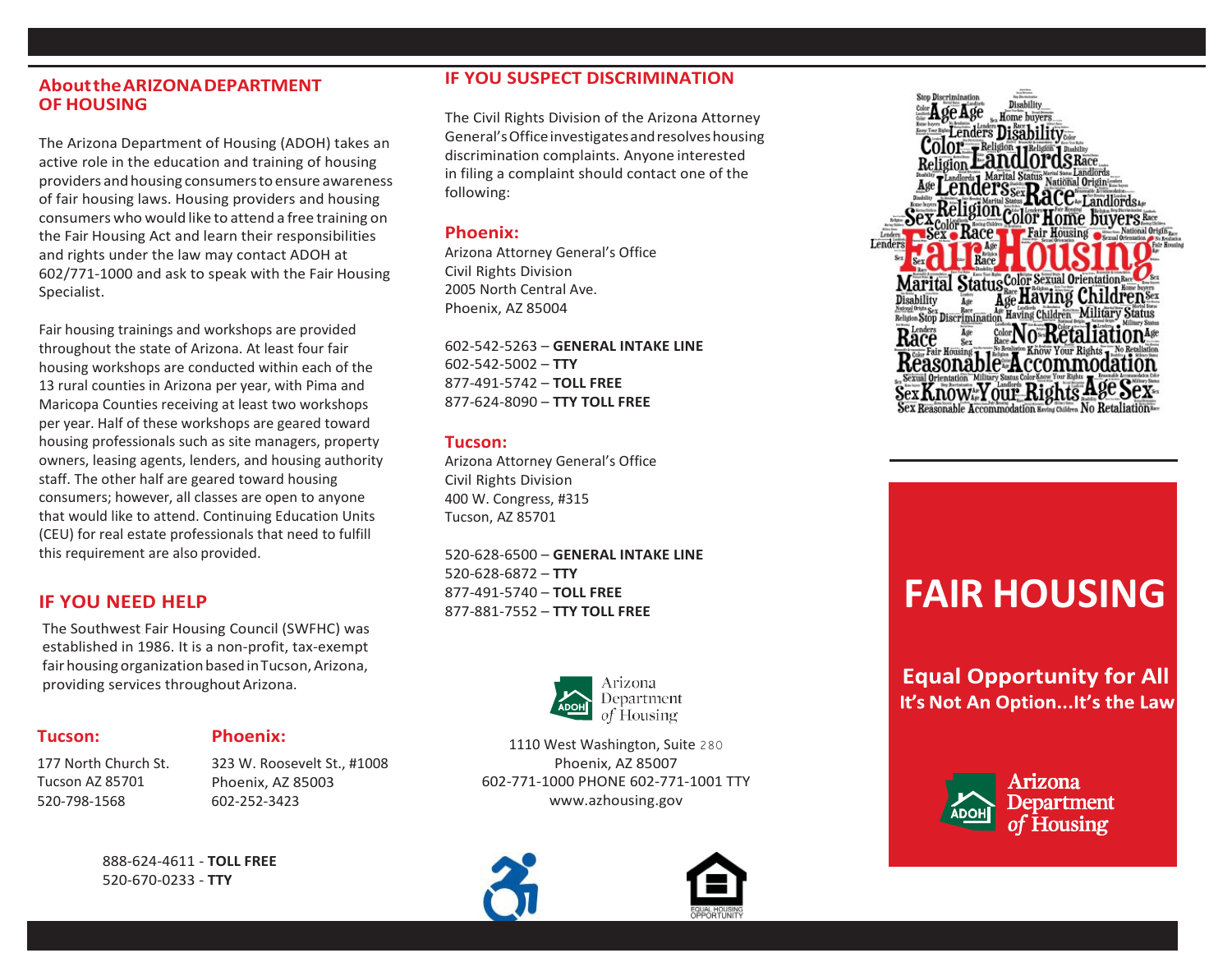## About the ARIZONA DEPARTMENT OF HOUSING

The Arizona Department of Housing (ADOH) takes an active role in the education and training of housing providers and housing consumers to ensure awareness of fair housing laws. Housing providers and housing consumers who would like to attend a free training on the Fair Housing Act and learn their responsibilities and rights under the law may contact ADOH at 602/771-1000 and ask to speak with the Fair Housing Specialist.

Fair housing trainings and workshops are provided throughout the state of Arizona. At least four fair housing workshops are conducted within each of the 13 rural counties in Arizona per year, with Pima and Maricopa Counties receiving at least two workshops per year. Half of these workshops are geared toward housing professionals such as site managers, property owners, leasing agents, lenders, and housing authority staff. The other half are geared toward housing consumers; however, all classes are open to anyone that would like to attend. Continuing Education Units (CEU) for real estate professionals that need to fulfill this requirement are also provided.

## IF YOU NEED HELP

The Southwest Fair Housing Council (SWFHC) was established in 1986. It is a non-profit, tax-exempt fair housing organization based in Tucson, Arizona, providing services throughout Arizona.

### Tucson:

177 North Church St.
Tucson AZ 85701
520-798-1568

### Phoenix:

323 W. Roosevelt St., #1008
Phoenix, AZ 85003
602-252-3423

888-624-4611 - **TOLL FREE**
520-670-0233 - **TTY**

## IF YOU SUSPECT DISCRIMINATION

The Civil Rights Division of the Arizona Attorney General's Office investigates and resolves housing discrimination complaints. Anyone interested in filing a complaint should contact one of the following:

### Phoenix:

Arizona Attorney General's Office
Civil Rights Division
2005 North Central Ave.
Phoenix, AZ 85004

602-542-5263 – **GENERAL INTAKE LINE**
602-542-5002 – **TTY**
877-491-5742 – **TOLL FREE**
877-624-8090 – **TTY TOLL FREE**

### Tucson:

Arizona Attorney General's Office
Civil Rights Division
400 W. Congress, #315
Tucson, AZ 85701

520-628-6500 – **GENERAL INTAKE LINE**
520-628-6872 – **TTY**
877-491-5740 – **TOLL FREE**
877-881-7552 – **TTY TOLL FREE**

Arizona Department of Housing

1110 West Washington, Suite 280
Phoenix, AZ 85007
602-771-1000 PHONE 602-771-1001 TTY
www.azhousing.gov

# FAIR HOUSING

**Equal Opportunity for All**
**It's Not An Option...It's the Law**

Arizona Department of Housing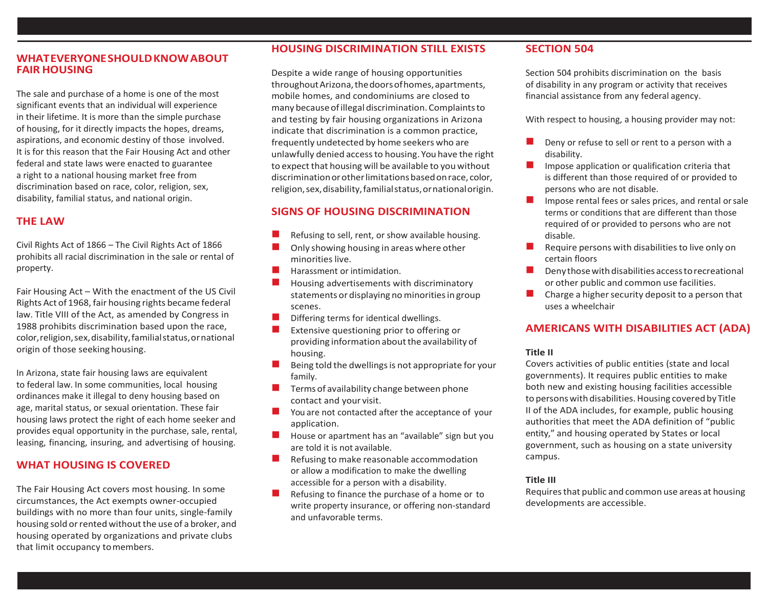## WHAT EVERYONE SHOULD KNOW ABOUT FAIR HOUSING

The sale and purchase of a home is one of the most significant events that an individual will experience in their lifetime. It is more than the simple purchase of housing, for it directly impacts the hopes, dreams, aspirations, and economic destiny of those involved. It is for this reason that the Fair Housing Act and other federal and state laws were enacted to guarantee a right to a national housing market free from discrimination based on race, color, religion, sex, disability, familial status, and national origin.

## THE LAW

Civil Rights Act of 1866 – The Civil Rights Act of 1866 prohibits all racial discrimination in the sale or rental of property.

Fair Housing Act – With the enactment of the US Civil Rights Act of 1968, fair housing rights became federal law. Title VIII of the Act, as amended by Congress in 1988 prohibits discrimination based upon the race, color, religion, sex, disability, familial status, or national origin of those seeking housing.

In Arizona, state fair housing laws are equivalent to federal law. In some communities, local housing ordinances make it illegal to deny housing based on age, marital status, or sexual orientation. These fair housing laws protect the right of each home seeker and provides equal opportunity in the purchase, sale, rental, leasing, financing, insuring, and advertising of housing.

## WHAT HOUSING IS COVERED

The Fair Housing Act covers most housing. In some circumstances, the Act exempts owner-occupied buildings with no more than four units, single-family housing sold or rented without the use of a broker, and housing operated by organizations and private clubs that limit occupancy to members.

## HOUSING DISCRIMINATION STILL EXISTS

Despite a wide range of housing opportunities throughout Arizona, the doors of homes, apartments, mobile homes, and condominiums are closed to many because of illegal discrimination. Complaints to and testing by fair housing organizations in Arizona indicate that discrimination is a common practice, frequently undetected by home seekers who are unlawfully denied access to housing. You have the right to expect that housing will be available to you without discrimination or other limitations based on race, color, religion, sex, disability, familial status, or national origin.

## SIGNS OF HOUSING DISCRIMINATION

- Refusing to sell, rent, or show available housing.
- Only showing housing in areas where other minorities live.
- Harassment or intimidation.
- Housing advertisements with discriminatory statements or displaying no minorities in group scenes.
- Differing terms for identical dwellings.
- Extensive questioning prior to offering or providing information about the availability of housing.
- Being told the dwellings is not appropriate for your family.
- Terms of availability change between phone contact and your visit.
- You are not contacted after the acceptance of your application.
- House or apartment has an "available" sign but you are told it is not available.
- Refusing to make reasonable accommodation or allow a modification to make the dwelling accessible for a person with a disability.
- Refusing to finance the purchase of a home or to write property insurance, or offering non-standard and unfavorable terms.

## SECTION 504

Section 504 prohibits discrimination on the basis of disability in any program or activity that receives financial assistance from any federal agency.

With respect to housing, a housing provider may not:

- Deny or refuse to sell or rent to a person with a disability.
- Impose application or qualification criteria that is different than those required of or provided to persons who are not disable.
- Impose rental fees or sales prices, and rental or sale terms or conditions that are different than those required of or provided to persons who are not disable.
- Require persons with disabilities to live only on certain floors
- Deny those with disabilities access to recreational or other public and common use facilities.
- Charge a higher security deposit to a person that uses a wheelchair

## AMERICANS WITH DISABILITIES ACT (ADA)

**Title II**

Covers activities of public entities (state and local governments). It requires public entities to make both new and existing housing facilities accessible to persons with disabilities. Housing covered by Title II of the ADA includes, for example, public housing authorities that meet the ADA definition of "public entity," and housing operated by States or local government, such as housing on a state university campus.

**Title III**

Requires that public and common use areas at housing developments are accessible.